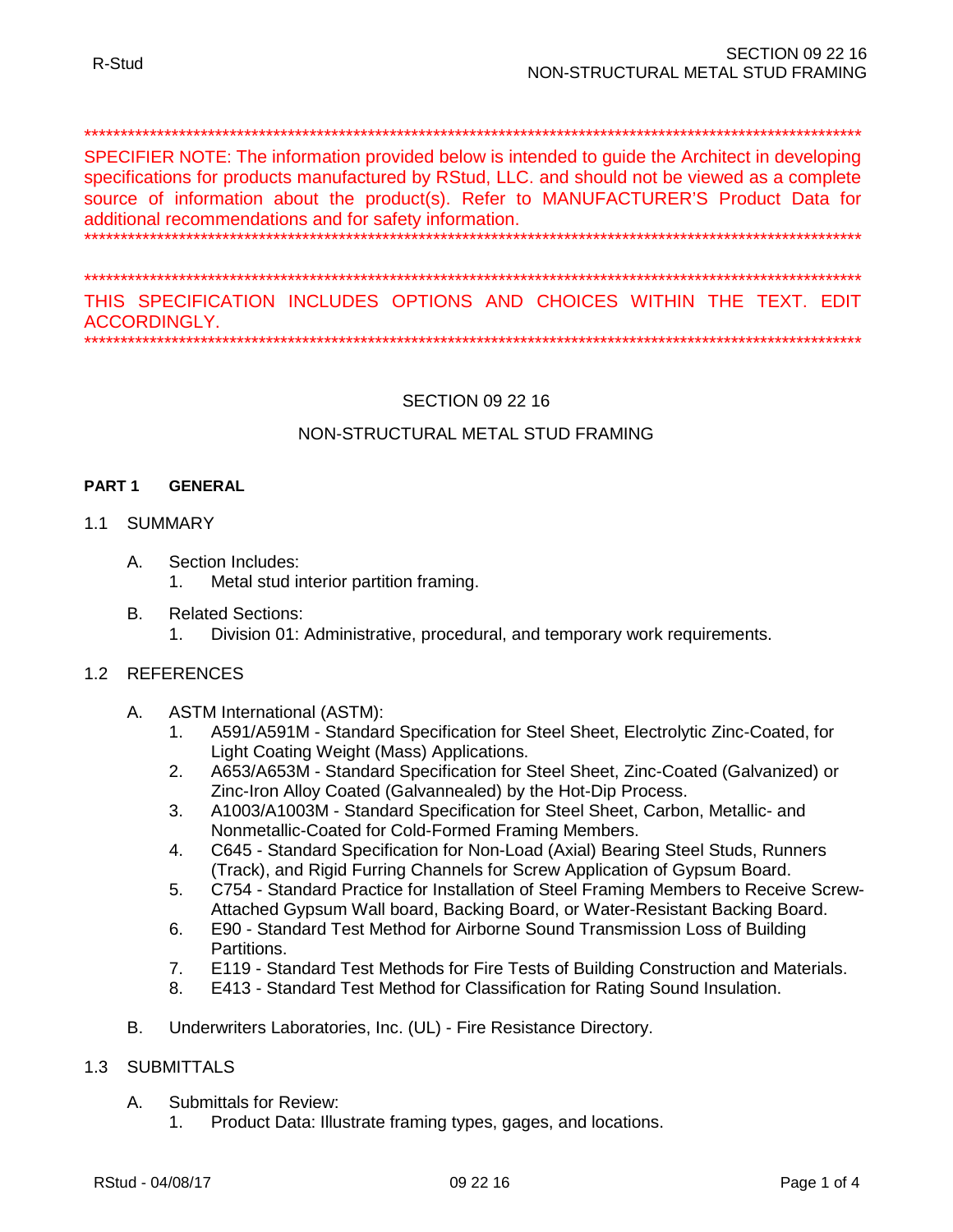******************************************************************************************************

SPECIFIER NOTE: The information provided below is intended to guide the Architect in developing specifications for products manufactured by RStud, LLC. and should not be viewed as a complete source of information about the product(s). Refer to MANUFACTURER'S Product Data for additional recommendations and for safety information.

******************************************************************************************************

******************************************************************************************************

THIS SPECIFICATION INCLUDES OPTIONS AND CHOICES WITHIN THE TEXT. EDIT ACCORDINGLY.

******************************************************************************************************

# SECTION 09 22 16

# NON-STRUCTURAL METAL STUD FRAMING

## PART 1 GENERAL

### 1.1 SUMMARY

A. Section Includes:
   1. Metal stud interior partition framing.

B. Related Sections:
   1. Division 01: Administrative, procedural, and temporary work requirements.

### 1.2 REFERENCES

A. ASTM International (ASTM):
   1. A591/A591M - Standard Specification for Steel Sheet, Electrolytic Zinc-Coated, for Light Coating Weight (Mass) Applications.
   2. A653/A653M - Standard Specification for Steel Sheet, Zinc-Coated (Galvanized) or Zinc-Iron Alloy Coated (Galvannealed) by the Hot-Dip Process.
   3. A1003/A1003M - Standard Specification for Steel Sheet, Carbon, Metallic- and Nonmetallic-Coated for Cold-Formed Framing Members.
   4. C645 - Standard Specification for Non-Load (Axial) Bearing Steel Studs, Runners (Track), and Rigid Furring Channels for Screw Application of Gypsum Board.
   5. C754 - Standard Practice for Installation of Steel Framing Members to Receive Screw-Attached Gypsum Wall board, Backing Board, or Water-Resistant Backing Board.
   6. E90 - Standard Test Method for Airborne Sound Transmission Loss of Building Partitions.
   7. E119 - Standard Test Methods for Fire Tests of Building Construction and Materials.
   8. E413 - Standard Test Method for Classification for Rating Sound Insulation.

B. Underwriters Laboratories, Inc. (UL) - Fire Resistance Directory.

### 1.3 SUBMITTALS

A. Submittals for Review:
   1. Product Data: Illustrate framing types, gages, and locations.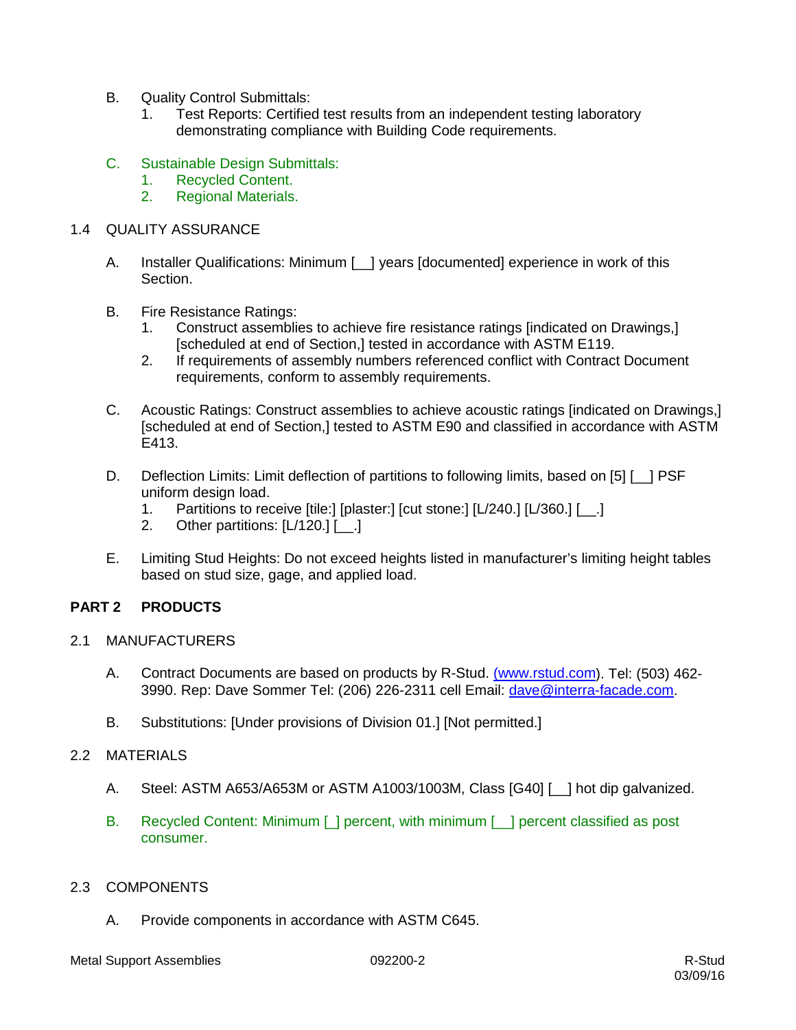B. Quality Control Submittals:
   1. Test Reports: Certified test results from an independent testing laboratory demonstrating compliance with Building Code requirements.

C. Sustainable Design Submittals:
   1. Recycled Content.
   2. Regional Materials.

1.4 QUALITY ASSURANCE

A. Installer Qualifications: Minimum [__] years [documented] experience in work of this Section.

B. Fire Resistance Ratings:
   1. Construct assemblies to achieve fire resistance ratings [indicated on Drawings,] [scheduled at end of Section,] tested in accordance with ASTM E119.
   2. If requirements of assembly numbers referenced conflict with Contract Document requirements, conform to assembly requirements.

C. Acoustic Ratings: Construct assemblies to achieve acoustic ratings [indicated on Drawings,] [scheduled at end of Section,] tested to ASTM E90 and classified in accordance with ASTM E413.

D. Deflection Limits: Limit deflection of partitions to following limits, based on [5] [__] PSF uniform design load.
   1. Partitions to receive [tile:] [plaster:] [cut stone:] [L/240.] [L/360.] [__.]
   2. Other partitions: [L/120.] [__.]

E. Limiting Stud Heights: Do not exceed heights listed in manufacturer's limiting height tables based on stud size, gage, and applied load.

## PART 2 PRODUCTS

2.1 MANUFACTURERS

A. Contract Documents are based on products by R-Stud. (www.rstud.com). Tel: (503) 462-3990. Rep: Dave Sommer Tel: (206) 226-2311 cell Email: dave@interra-facade.com.

B. Substitutions: [Under provisions of Division 01.] [Not permitted.]

2.2 MATERIALS

A. Steel: ASTM A653/A653M or ASTM A1003/1003M, Class [G40] [__] hot dip galvanized.

B. Recycled Content: Minimum [_] percent, with minimum [__] percent classified as post consumer.

2.3 COMPONENTS

A. Provide components in accordance with ASTM C645.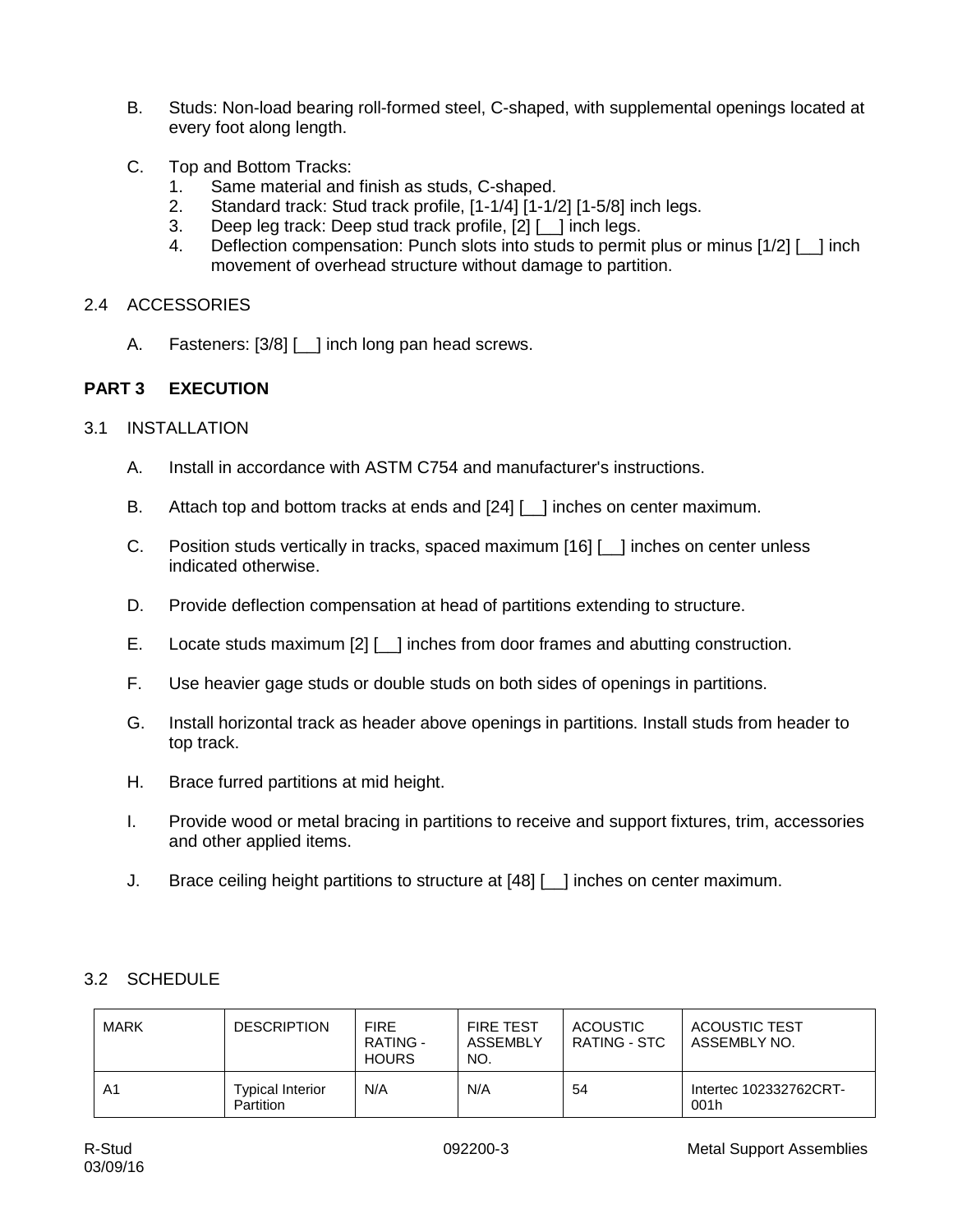B. Studs: Non-load bearing roll-formed steel, C-shaped, with supplemental openings located at every foot along length.

C. Top and Bottom Tracks:
   1. Same material and finish as studs, C-shaped.
   2. Standard track: Stud track profile, [1-1/4] [1-1/2] [1-5/8] inch legs.
   3. Deep leg track: Deep stud track profile, [2] [__] inch legs.
   4. Deflection compensation: Punch slots into studs to permit plus or minus [1/2] [__] inch movement of overhead structure without damage to partition.

## 2.4 ACCESSORIES

A. Fasteners: [3/8] [__] inch long pan head screws.

# PART 3 EXECUTION

## 3.1 INSTALLATION

A. Install in accordance with ASTM C754 and manufacturer's instructions.

B. Attach top and bottom tracks at ends and [24] [__] inches on center maximum.

C. Position studs vertically in tracks, spaced maximum [16] [__] inches on center unless indicated otherwise.

D. Provide deflection compensation at head of partitions extending to structure.

E. Locate studs maximum [2] [__] inches from door frames and abutting construction.

F. Use heavier gage studs or double studs on both sides of openings in partitions.

G. Install horizontal track as header above openings in partitions. Install studs from header to top track.

H. Brace furred partitions at mid height.

I. Provide wood or metal bracing in partitions to receive and support fixtures, trim, accessories and other applied items.

J. Brace ceiling height partitions to structure at [48] [__] inches on center maximum.

## 3.2 SCHEDULE

| MARK | DESCRIPTION | FIRE RATING - HOURS | FIRE TEST ASSEMBLY NO. | ACOUSTIC RATING - STC | ACOUSTIC TEST ASSEMBLY NO. |
|---|---|---|---|---|---|
| A1 | Typical Interior Partition | N/A | N/A | 54 | Intertec 102332762CRT-001h |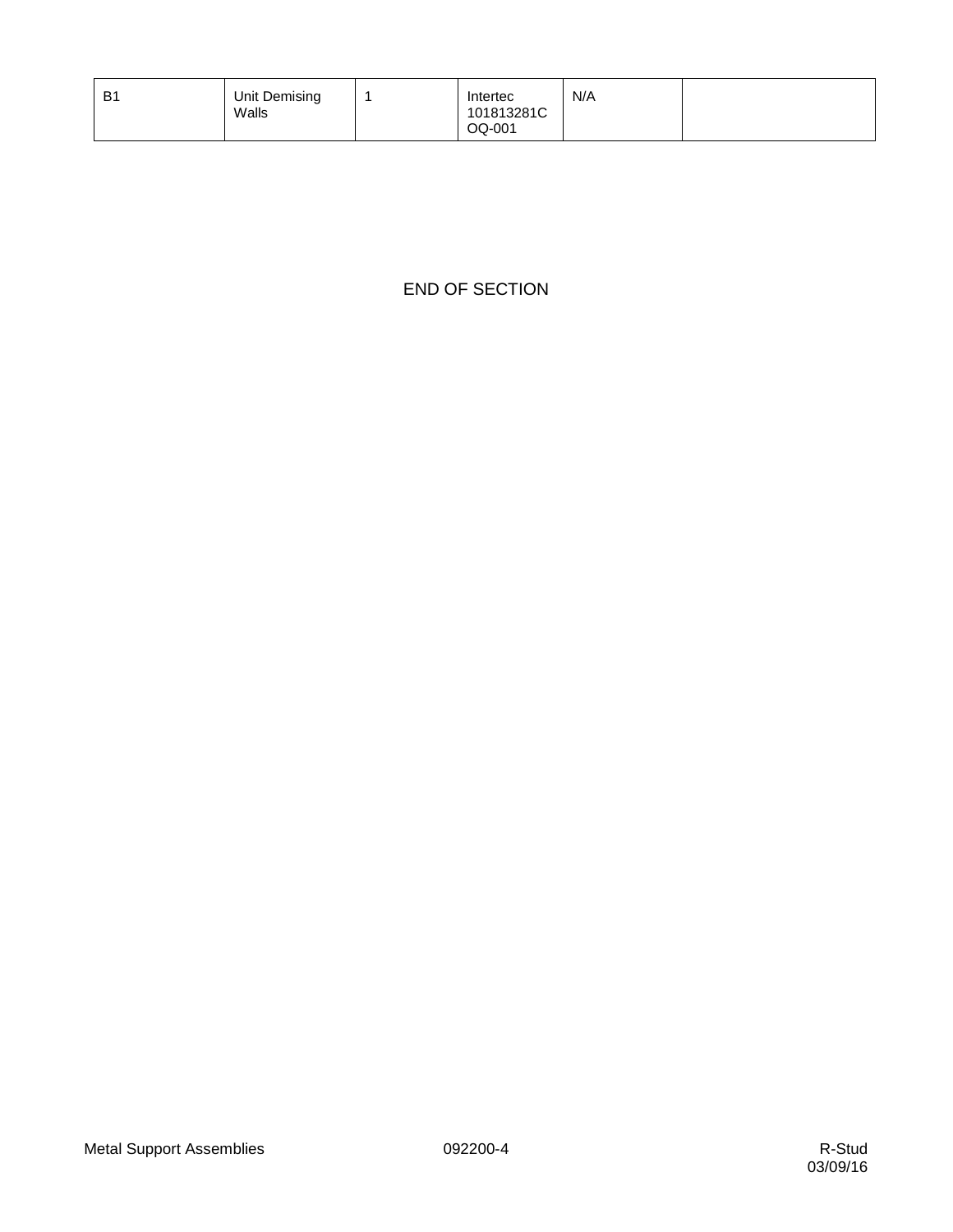| | | | | | |
|---|---|---|---|---|---|
| B1 | Unit Demising Walls | 1 | Intertec 101813281COQ-001 | N/A | |

END OF SECTION